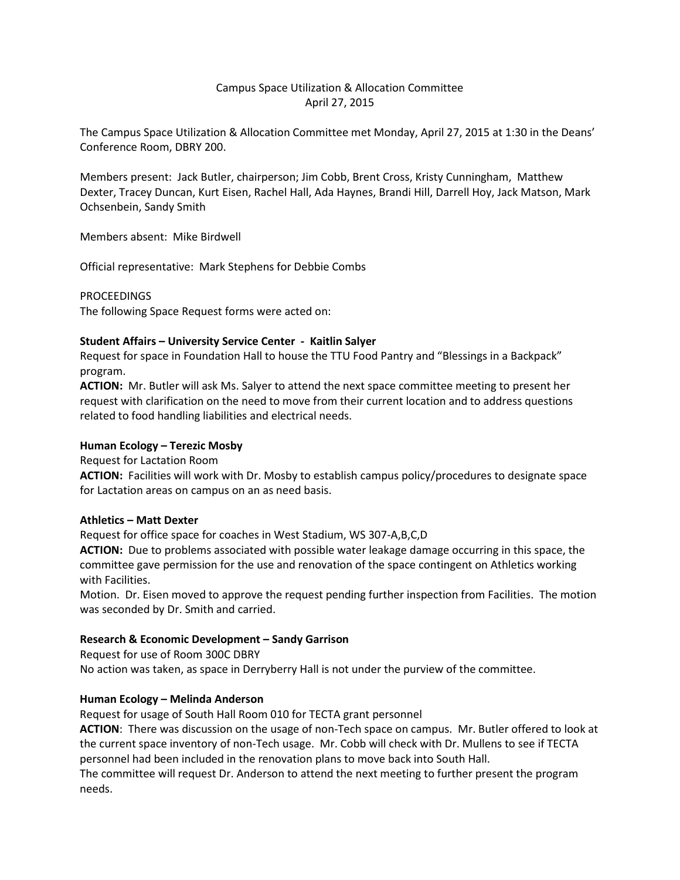# Campus Space Utilization & Allocation Committee

April 27, 2015

The Campus Space Utilization & Allocation Committee met Monday, April 27, 2015 at 1:30 in the Deans' Conference Room, DBRY 200.

Members present: Jack Butler, chairperson; Jim Cobb, Brent Cross, Kristy Cunningham, Matthew Dexter, Tracey Duncan, Kurt Eisen, Rachel Hall, Ada Haynes, Brandi Hill, Darrell Hoy, Jack Matson, Mark Ochsenbein, Sandy Smith

Members absent: Mike Birdwell

Official representative: Mark Stephens for Debbie Combs

PROCEEDINGS

The following Space Request forms were acted on:

**Student Affairs – University Service Center - Kaitlin Salyer**

Request for space in Foundation Hall to house the TTU Food Pantry and "Blessings in a Backpack" program.

**ACTION:** Mr. Butler will ask Ms. Salyer to attend the next space committee meeting to present her request with clarification on the need to move from their current location and to address questions related to food handling liabilities and electrical needs.

**Human Ecology – Terezic Mosby**

Request for Lactation Room

**ACTION:** Facilities will work with Dr. Mosby to establish campus policy/procedures to designate space for Lactation areas on campus on an as need basis.

**Athletics – Matt Dexter**

Request for office space for coaches in West Stadium, WS 307-A,B,C,D

**ACTION:** Due to problems associated with possible water leakage damage occurring in this space, the committee gave permission for the use and renovation of the space contingent on Athletics working with Facilities.

Motion. Dr. Eisen moved to approve the request pending further inspection from Facilities. The motion was seconded by Dr. Smith and carried.

**Research & Economic Development – Sandy Garrison**

Request for use of Room 300C DBRY

No action was taken, as space in Derryberry Hall is not under the purview of the committee.

**Human Ecology – Melinda Anderson**

Request for usage of South Hall Room 010 for TECTA grant personnel

**ACTION**: There was discussion on the usage of non-Tech space on campus. Mr. Butler offered to look at the current space inventory of non-Tech usage. Mr. Cobb will check with Dr. Mullens to see if TECTA personnel had been included in the renovation plans to move back into South Hall.

The committee will request Dr. Anderson to attend the next meeting to further present the program needs.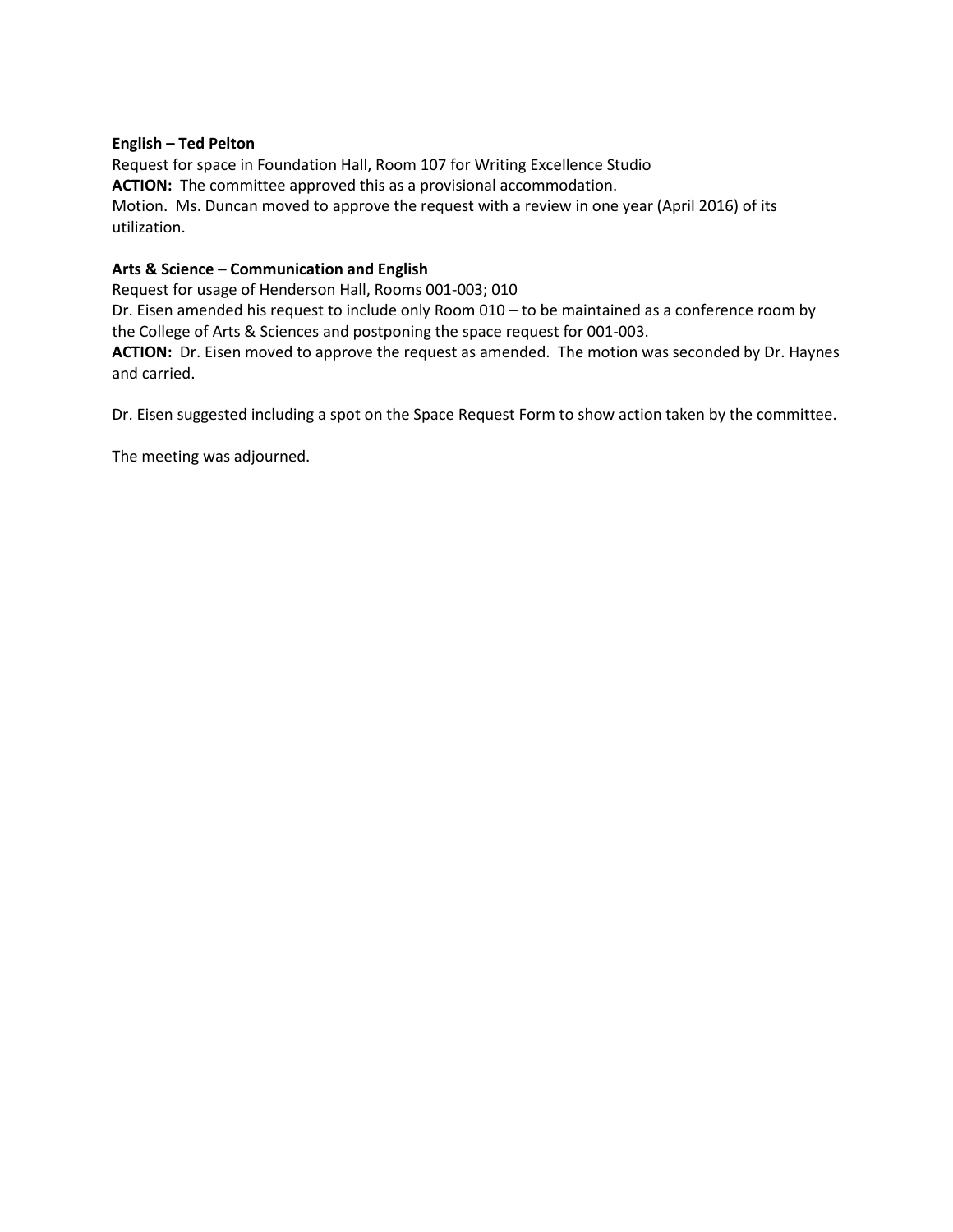**English – Ted Pelton**
Request for space in Foundation Hall, Room 107 for Writing Excellence Studio
**ACTION:** The committee approved this as a provisional accommodation.
Motion. Ms. Duncan moved to approve the request with a review in one year (April 2016) of its utilization.

**Arts & Science – Communication and English**
Request for usage of Henderson Hall, Rooms 001-003; 010
Dr. Eisen amended his request to include only Room 010 – to be maintained as a conference room by the College of Arts & Sciences and postponing the space request for 001-003.
**ACTION:** Dr. Eisen moved to approve the request as amended. The motion was seconded by Dr. Haynes and carried.

Dr. Eisen suggested including a spot on the Space Request Form to show action taken by the committee.

The meeting was adjourned.